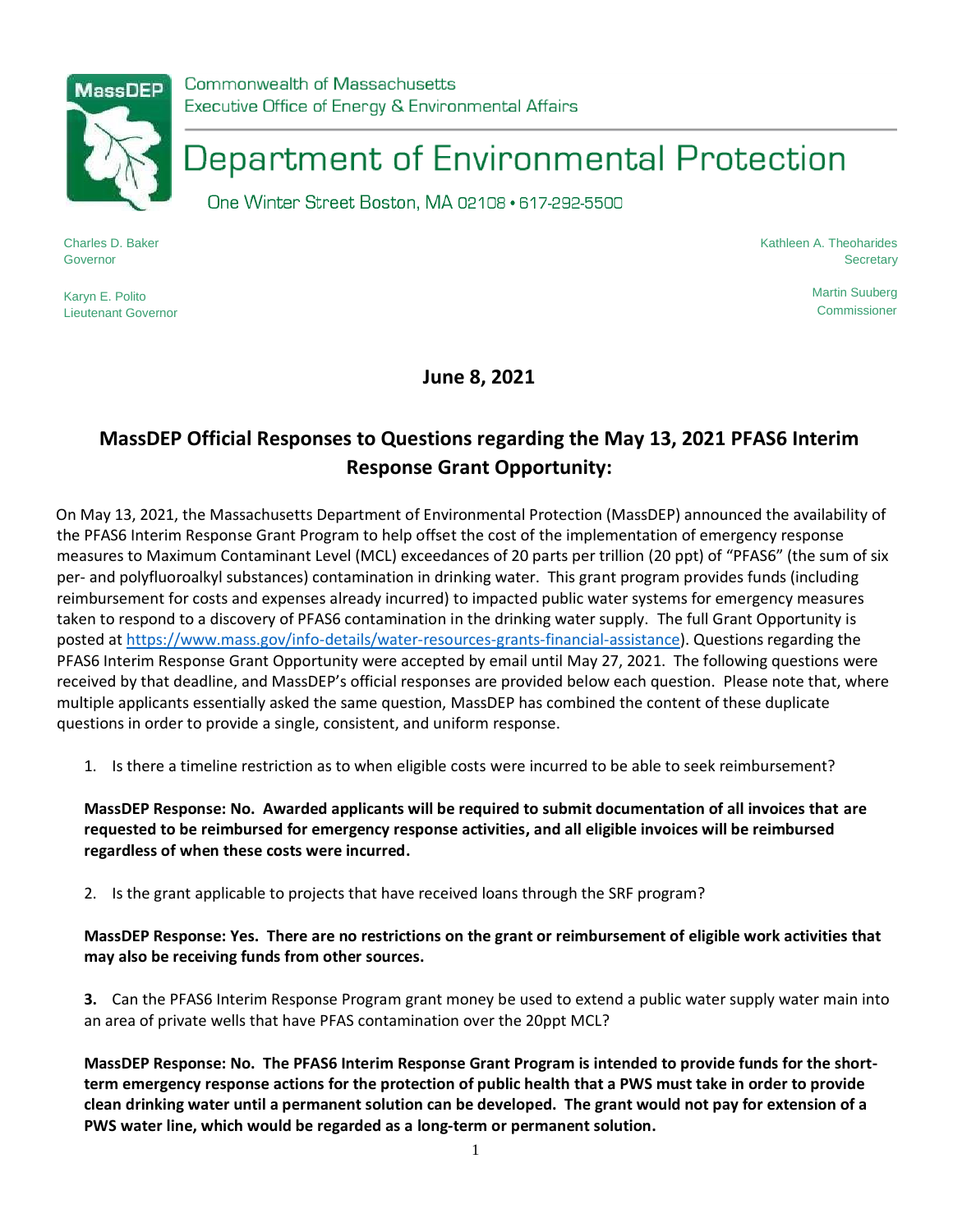Commonwealth of Massachusetts
Executive Office of Energy & Environmental Affairs

# Department of Environmental Protection

One Winter Street Boston, MA 02108 • 617-292-5500

Charles D. Baker
Governor

Karyn E. Polito
Lieutenant Governor

Kathleen A. Theoharides
Secretary

Martin Suuberg
Commissioner

**June 8, 2021**

## MassDEP Official Responses to Questions regarding the May 13, 2021 PFAS6 Interim Response Grant Opportunity:

On May 13, 2021, the Massachusetts Department of Environmental Protection (MassDEP) announced the availability of the PFAS6 Interim Response Grant Program to help offset the cost of the implementation of emergency response measures to Maximum Contaminant Level (MCL) exceedances of 20 parts per trillion (20 ppt) of "PFAS6" (the sum of six per- and polyfluoroalkyl substances) contamination in drinking water. This grant program provides funds (including reimbursement for costs and expenses already incurred) to impacted public water systems for emergency measures taken to respond to a discovery of PFAS6 contamination in the drinking water supply. The full Grant Opportunity is posted at https://www.mass.gov/info-details/water-resources-grants-financial-assistance). Questions regarding the PFAS6 Interim Response Grant Opportunity were accepted by email until May 27, 2021. The following questions were received by that deadline, and MassDEP's official responses are provided below each question. Please note that, where multiple applicants essentially asked the same question, MassDEP has combined the content of these duplicate questions in order to provide a single, consistent, and uniform response.

1. Is there a timeline restriction as to when eligible costs were incurred to be able to seek reimbursement?

**MassDEP Response: No. Awarded applicants will be required to submit documentation of all invoices that are requested to be reimbursed for emergency response activities, and all eligible invoices will be reimbursed regardless of when these costs were incurred.**

2. Is the grant applicable to projects that have received loans through the SRF program?

**MassDEP Response: Yes. There are no restrictions on the grant or reimbursement of eligible work activities that may also be receiving funds from other sources.**

3. Can the PFAS6 Interim Response Program grant money be used to extend a public water supply water main into an area of private wells that have PFAS contamination over the 20ppt MCL?

**MassDEP Response: No. The PFAS6 Interim Response Grant Program is intended to provide funds for the short-term emergency response actions for the protection of public health that a PWS must take in order to provide clean drinking water until a permanent solution can be developed. The grant would not pay for extension of a PWS water line, which would be regarded as a long-term or permanent solution.**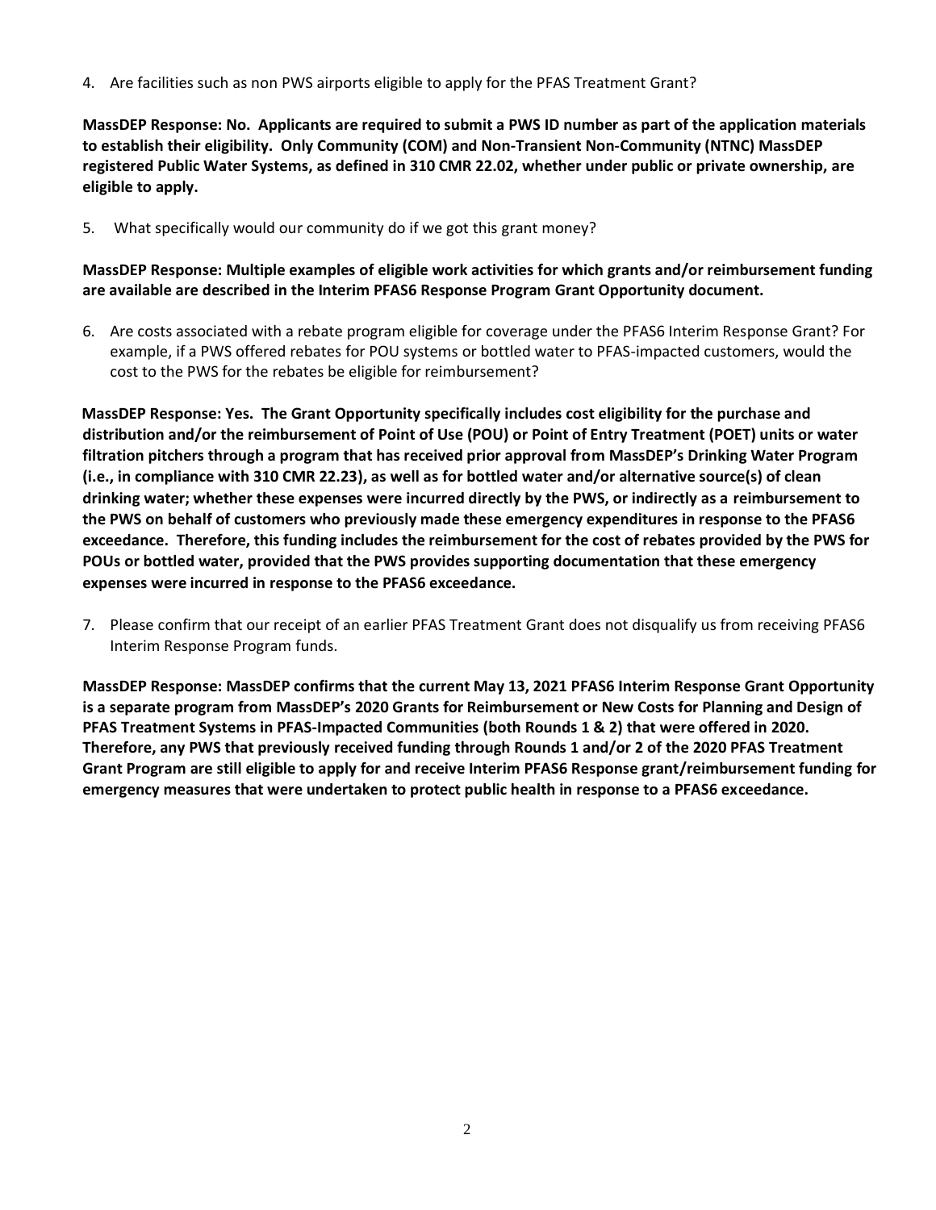4. Are facilities such as non PWS airports eligible to apply for the PFAS Treatment Grant?

**MassDEP Response: No. Applicants are required to submit a PWS ID number as part of the application materials to establish their eligibility. Only Community (COM) and Non-Transient Non-Community (NTNC) MassDEP registered Public Water Systems, as defined in 310 CMR 22.02, whether under public or private ownership, are eligible to apply.**

5. What specifically would our community do if we got this grant money?

**MassDEP Response: Multiple examples of eligible work activities for which grants and/or reimbursement funding are available are described in the Interim PFAS6 Response Program Grant Opportunity document.**

6. Are costs associated with a rebate program eligible for coverage under the PFAS6 Interim Response Grant? For example, if a PWS offered rebates for POU systems or bottled water to PFAS-impacted customers, would the cost to the PWS for the rebates be eligible for reimbursement?

**MassDEP Response: Yes. The Grant Opportunity specifically includes cost eligibility for the purchase and distribution and/or the reimbursement of Point of Use (POU) or Point of Entry Treatment (POET) units or water filtration pitchers through a program that has received prior approval from MassDEP's Drinking Water Program (i.e., in compliance with 310 CMR 22.23), as well as for bottled water and/or alternative source(s) of clean drinking water; whether these expenses were incurred directly by the PWS, or indirectly as a reimbursement to the PWS on behalf of customers who previously made these emergency expenditures in response to the PFAS6 exceedance. Therefore, this funding includes the reimbursement for the cost of rebates provided by the PWS for POUs or bottled water, provided that the PWS provides supporting documentation that these emergency expenses were incurred in response to the PFAS6 exceedance.**

7. Please confirm that our receipt of an earlier PFAS Treatment Grant does not disqualify us from receiving PFAS6 Interim Response Program funds.

**MassDEP Response: MassDEP confirms that the current May 13, 2021 PFAS6 Interim Response Grant Opportunity is a separate program from MassDEP's 2020 Grants for Reimbursement or New Costs for Planning and Design of PFAS Treatment Systems in PFAS-Impacted Communities (both Rounds 1 & 2) that were offered in 2020. Therefore, any PWS that previously received funding through Rounds 1 and/or 2 of the 2020 PFAS Treatment Grant Program are still eligible to apply for and receive Interim PFAS6 Response grant/reimbursement funding for emergency measures that were undertaken to protect public health in response to a PFAS6 exceedance.**